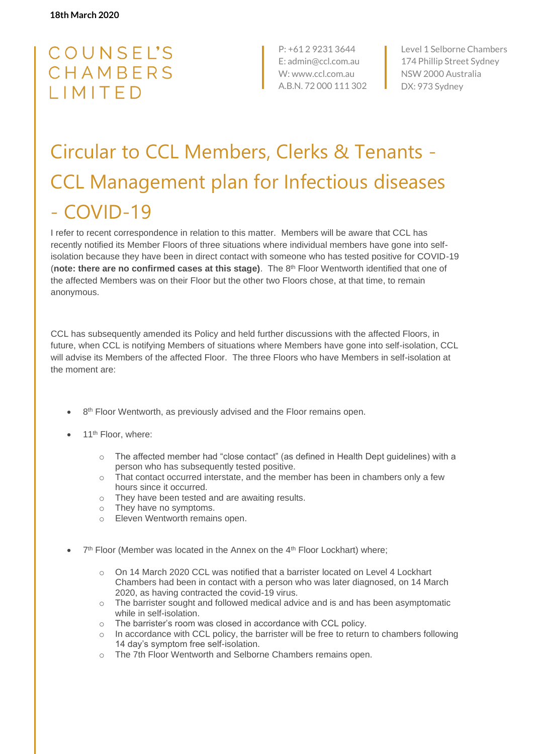18th March 2020

COUNSEL'S CHAMBERS LIMITED

P: +61 2 9231 3644
E: admin@ccl.com.au
W: www.ccl.com.au
A.B.N. 72 000 111 302

Level 1 Selborne Chambers
174 Phillip Street Sydney
NSW 2000 Australia
DX: 973 Sydney

# Circular to CCL Members, Clerks & Tenants - CCL Management plan for Infectious diseases - COVID-19

I refer to recent correspondence in relation to this matter. Members will be aware that CCL has recently notified its Member Floors of three situations where individual members have gone into self-isolation because they have been in direct contact with someone who has tested positive for COVID-19 (**note: there are no confirmed cases at this stage**). The 8th Floor Wentworth identified that one of the affected Members was on their Floor but the other two Floors chose, at that time, to remain anonymous.

CCL has subsequently amended its Policy and held further discussions with the affected Floors, in future, when CCL is notifying Members of situations where Members have gone into self-isolation, CCL will advise its Members of the affected Floor. The three Floors who have Members in self-isolation at the moment are:

- 8th Floor Wentworth, as previously advised and the Floor remains open.
- 11th Floor, where:
  - The affected member had "close contact" (as defined in Health Dept guidelines) with a person who has subsequently tested positive.
  - That contact occurred interstate, and the member has been in chambers only a few hours since it occurred.
  - They have been tested and are awaiting results.
  - They have no symptoms.
  - Eleven Wentworth remains open.
- 7th Floor (Member was located in the Annex on the 4th Floor Lockhart) where;
  - On 14 March 2020 CCL was notified that a barrister located on Level 4 Lockhart Chambers had been in contact with a person who was later diagnosed, on 14 March 2020, as having contracted the covid-19 virus.
  - The barrister sought and followed medical advice and is and has been asymptomatic while in self-isolation.
  - The barrister's room was closed in accordance with CCL policy.
  - In accordance with CCL policy, the barrister will be free to return to chambers following 14 day's symptom free self-isolation.
  - The 7th Floor Wentworth and Selborne Chambers remains open.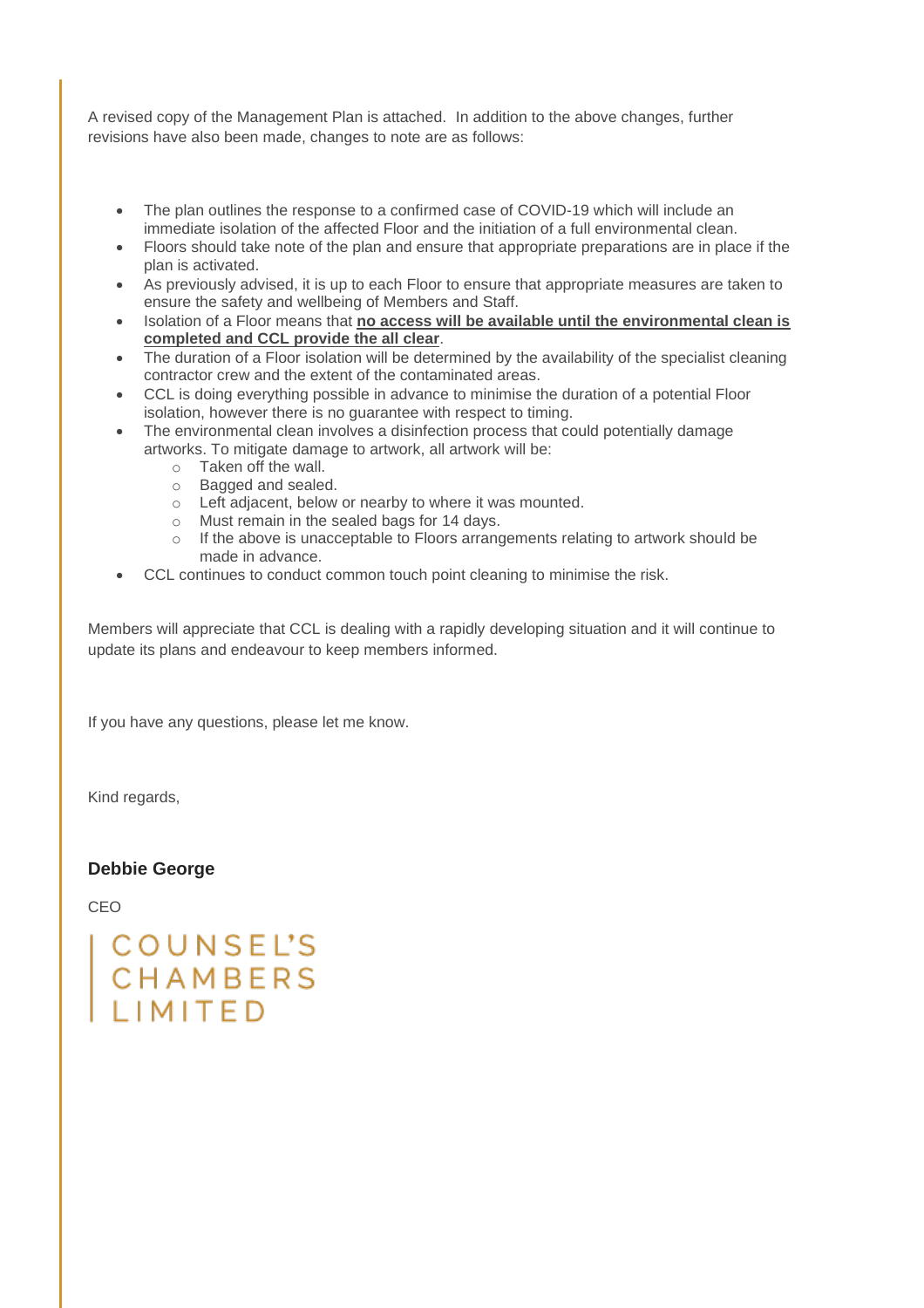A revised copy of the Management Plan is attached.  In addition to the above changes, further revisions have also been made, changes to note are as follows:

- The plan outlines the response to a confirmed case of COVID-19 which will include an immediate isolation of the affected Floor and the initiation of a full environmental clean.
- Floors should take note of the plan and ensure that appropriate preparations are in place if the plan is activated.
- As previously advised, it is up to each Floor to ensure that appropriate measures are taken to ensure the safety and wellbeing of Members and Staff.
- Isolation of a Floor means that **<u>no access will be available until the environmental clean is completed and CCL provide the all clear</u>**.
- The duration of a Floor isolation will be determined by the availability of the specialist cleaning contractor crew and the extent of the contaminated areas.
- CCL is doing everything possible in advance to minimise the duration of a potential Floor isolation, however there is no guarantee with respect to timing.
- The environmental clean involves a disinfection process that could potentially damage artworks. To mitigate damage to artwork, all artwork will be:
  - Taken off the wall.
  - Bagged and sealed.
  - Left adjacent, below or nearby to where it was mounted.
  - Must remain in the sealed bags for 14 days.
  - If the above is unacceptable to Floors arrangements relating to artwork should be made in advance.
- CCL continues to conduct common touch point cleaning to minimise the risk.

Members will appreciate that CCL is dealing with a rapidly developing situation and it will continue to update its plans and endeavour to keep members informed.

If you have any questions, please let me know.

Kind regards,

**Debbie George**

CEO

COUNSEL'S CHAMBERS LIMITED